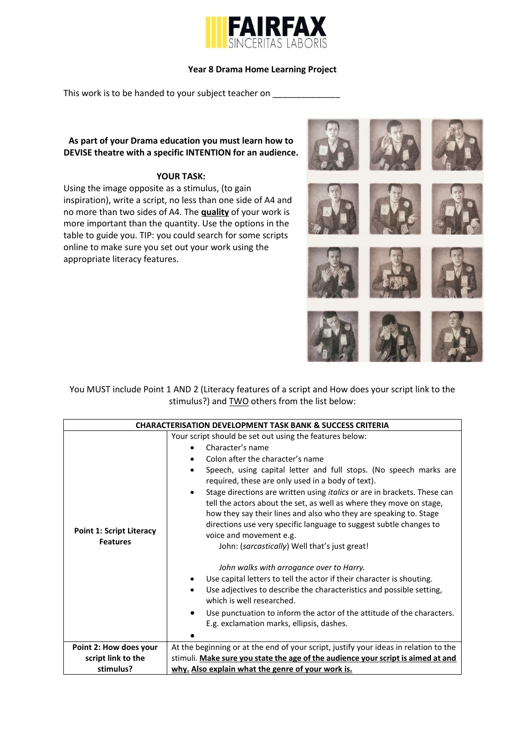**FAIRFAX**
SINCERITAS LABORIS

**Year 8 Drama Home Learning Project**

This work is to be handed to your subject teacher on ______________

**As part of your Drama education you must learn how to DEVISE theatre with a specific INTENTION for an audience.**

**YOUR TASK:**

Using the image opposite as a stimulus, (to gain inspiration), write a script, no less than one side of A4 and no more than two sides of A4. The **quality** of your work is more important than the quantity. Use the options in the table to guide you. TIP: you could search for some scripts online to make sure you set out your work using the appropriate literacy features.

You MUST include Point 1 AND 2 (Literacy features of a script and How does your script link to the stimulus?) and TWO others from the list below:

| CHARACTERISATION DEVELOPMENT TASK BANK & SUCCESS CRITERIA | |
|---|---|
| **Point 1: Script Literacy Features** | Your script should be set out using the features below:<br>• Character's name<br>• Colon after the character's name<br>• Speech, using capital letter and full stops. (No speech marks are required, these are only used in a body of text).<br>• Stage directions are written using *italics* or are in brackets. These can tell the actors about the set, as well as where they move on stage, how they say their lines and also who they are speaking to. Stage directions use very specific language to suggest subtle changes to voice and movement e.g.<br>John: (*sarcastically*) Well that's just great!<br><br>*John walks with arrogance over to Harry.*<br>• Use capital letters to tell the actor if their character is shouting.<br>• Use adjectives to describe the characteristics and possible setting, which is well researched.<br>• Use punctuation to inform the actor of the attitude of the characters. E.g. exclamation marks, ellipsis, dashes.<br>• |
| **Point 2: How does your script link to the stimulus?** | At the beginning or at the end of your script, justify your ideas in relation to the stimuli. **Make sure you state the age of the audience your script is aimed at and why. Also explain what the genre of your work is.** |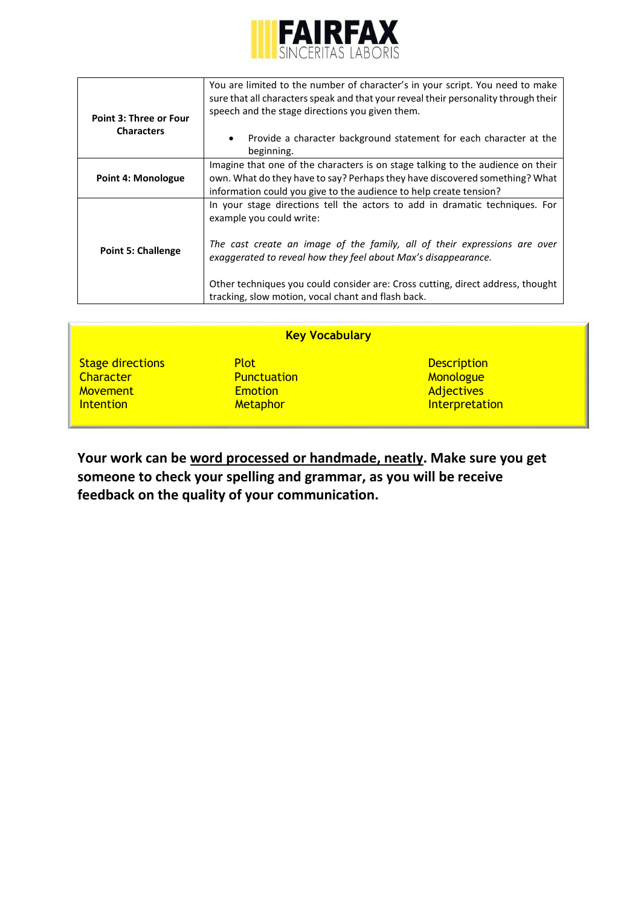| | |
|---|---|
| **Point 3: Three or Four Characters** | You are limited to the number of character's in your script. You need to make sure that all characters speak and that your reveal their personality through their speech and the stage directions you given them.<br><br>• Provide a character background statement for each character at the beginning. |
| **Point 4: Monologue** | Imagine that one of the characters is on stage talking to the audience on their own. What do they have to say? Perhaps they have discovered something? What information could you give to the audience to help create tension? |
| **Point 5: Challenge** | In your stage directions tell the actors to add in dramatic techniques. For example you could write:<br><br>*The cast create an image of the family, all of their expressions are over exaggerated to reveal how they feel about Max's disappearance.*<br><br>Other techniques you could consider are: Cross cutting, direct address, thought tracking, slow motion, vocal chant and flash back. |

**Key Vocabulary**

| | | |
|---|---|---|
| Stage directions | Plot | Description |
| Character | Punctuation | Monologue |
| Movement | Emotion | Adjectives |
| Intention | Metaphor | Interpretation |

**Your work can be <u>word processed or handmade, neatly</u>. Make sure you get someone to check your spelling and grammar, as you will be receive feedback on the quality of your communication.**